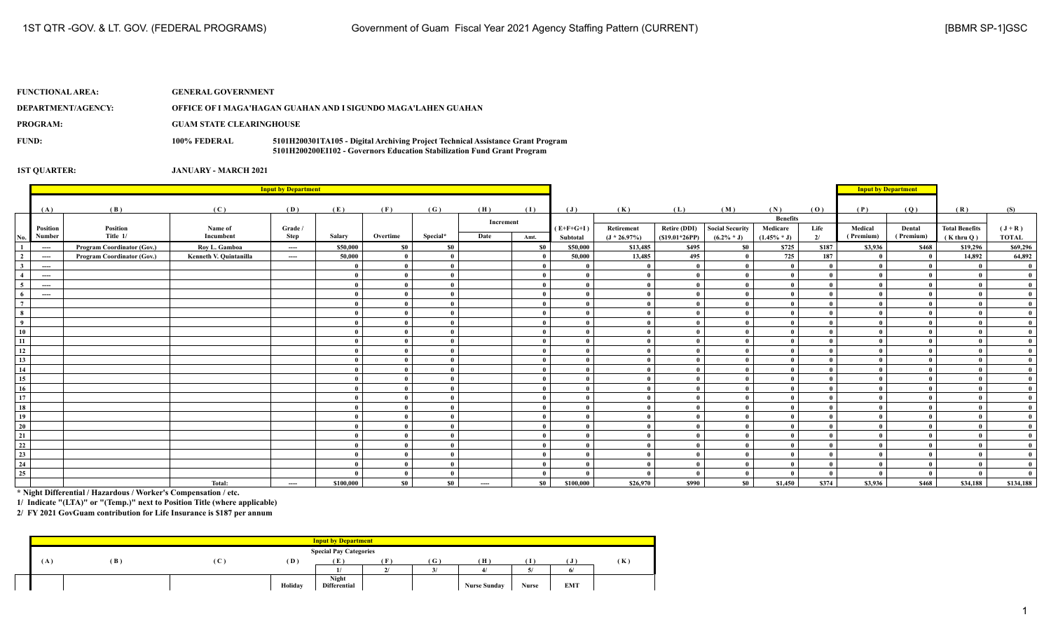| FUNCTIONAL AREA: | GENERAL GOVERNMENT |
|---|---|
| DEPARTMENT/AGENCY: | OFFICE OF I MAGA'HAGAN GUAHAN AND I SIGUNDO MAGA'LAHEN GUAHAN |
| PROGRAM: | GUAM STATE CLEARINGHOUSE |
| FUND: | 100% FEDERAL — 5101H200301TA105 - Digital Archiving Project Technical Assistance Grant Program; 5101H200200EI102 - Governors Education Stabilization Fund Grant Program |
| 1ST QUARTER: | JANUARY - MARCH 2021 |

| | Input by Department | | | | | | | | | | | | | | | | Input by Department | | | |
|---|---|---|---|---|---|---|---|---|---|---|---|---|---|---|---|---|---|---|---|---|
| | (A) | (B) | (C) | (D) | (E) | (F) | (G) | (H) | (I) | (J) | (K) | (L) | (M) | (N) | (O) | (P) | (Q) | (R) | (S) |
| | | | | | | | | Increment | | | | | Benefits | | | | | | |
| No. | Position Number | Position Title 1/ | Name of Incumbent | Grade / Step | Salary | Overtime | Special* | Date | Amt. | (E+F+G+I) Subtotal | Retirement (J * 26.97%) | Retire (DDI) ($19.01*26PP) | Social Security (6.2% * J) | Medicare (1.45% * J) | Life 2/ | Medical (Premium) | Dental (Premium) | Total Benefits (K thru Q) | (J + R) TOTAL |
| 1 | ---- | Program Coordinator (Gov.) | Roy L. Gamboa | ---- | $50,000 | $0 | $0 | | $0 | $50,000 | $13,485 | $495 | $0 | $725 | $187 | $3,936 | $468 | $19,296 | $69,296 |
| 2 | ---- | Program Coordinator (Gov.) | Kenneth V. Quintanilla | ---- | 50,000 | 0 | 0 | | 0 | 50,000 | 13,485 | 495 | 0 | 725 | 187 | 0 | 0 | 14,892 | 64,892 |
| 3 | ---- | | | | 0 | 0 | 0 | | 0 | 0 | 0 | 0 | 0 | 0 | 0 | 0 | 0 | 0 | 0 |
| 4 | ---- | | | | 0 | 0 | 0 | | 0 | 0 | 0 | 0 | 0 | 0 | 0 | 0 | 0 | 0 | 0 |
| 5 | ---- | | | | 0 | 0 | 0 | | 0 | 0 | 0 | 0 | 0 | 0 | 0 | 0 | 0 | 0 | 0 |
| 6 | ---- | | | | 0 | 0 | 0 | | 0 | 0 | 0 | 0 | 0 | 0 | 0 | 0 | 0 | 0 | 0 |
| 7 | | | | | 0 | 0 | 0 | | 0 | 0 | 0 | 0 | 0 | 0 | 0 | 0 | 0 | 0 | 0 |
| 8 | | | | | 0 | 0 | 0 | | 0 | 0 | 0 | 0 | 0 | 0 | 0 | 0 | 0 | 0 | 0 |
| 9 | | | | | 0 | 0 | 0 | | 0 | 0 | 0 | 0 | 0 | 0 | 0 | 0 | 0 | 0 | 0 |
| 10 | | | | | 0 | 0 | 0 | | 0 | 0 | 0 | 0 | 0 | 0 | 0 | 0 | 0 | 0 | 0 |
| 11 | | | | | 0 | 0 | 0 | | 0 | 0 | 0 | 0 | 0 | 0 | 0 | 0 | 0 | 0 | 0 |
| 12 | | | | | 0 | 0 | 0 | | 0 | 0 | 0 | 0 | 0 | 0 | 0 | 0 | 0 | 0 | 0 |
| 13 | | | | | 0 | 0 | 0 | | 0 | 0 | 0 | 0 | 0 | 0 | 0 | 0 | 0 | 0 | 0 |
| 14 | | | | | 0 | 0 | 0 | | 0 | 0 | 0 | 0 | 0 | 0 | 0 | 0 | 0 | 0 | 0 |
| 15 | | | | | 0 | 0 | 0 | | 0 | 0 | 0 | 0 | 0 | 0 | 0 | 0 | 0 | 0 | 0 |
| 16 | | | | | 0 | 0 | 0 | | 0 | 0 | 0 | 0 | 0 | 0 | 0 | 0 | 0 | 0 | 0 |
| 17 | | | | | 0 | 0 | 0 | | 0 | 0 | 0 | 0 | 0 | 0 | 0 | 0 | 0 | 0 | 0 |
| 18 | | | | | 0 | 0 | 0 | | 0 | 0 | 0 | 0 | 0 | 0 | 0 | 0 | 0 | 0 | 0 |
| 19 | | | | | 0 | 0 | 0 | | 0 | 0 | 0 | 0 | 0 | 0 | 0 | 0 | 0 | 0 | 0 |
| 20 | | | | | 0 | 0 | 0 | | 0 | 0 | 0 | 0 | 0 | 0 | 0 | 0 | 0 | 0 | 0 |
| 21 | | | | | 0 | 0 | 0 | | 0 | 0 | 0 | 0 | 0 | 0 | 0 | 0 | 0 | 0 | 0 |
| 22 | | | | | 0 | 0 | 0 | | 0 | 0 | 0 | 0 | 0 | 0 | 0 | 0 | 0 | 0 | 0 |
| 23 | | | | | 0 | 0 | 0 | | 0 | 0 | 0 | 0 | 0 | 0 | 0 | 0 | 0 | 0 | 0 |
| 24 | | | | | 0 | 0 | 0 | | 0 | 0 | 0 | 0 | 0 | 0 | 0 | 0 | 0 | 0 | 0 |
| 25 | | | | | 0 | 0 | 0 | | 0 | 0 | 0 | 0 | 0 | 0 | 0 | 0 | 0 | 0 | 0 |
| | | | Total: | ---- | $100,000 | $0 | $0 | ---- | $0 | $100,000 | $26,970 | $990 | $0 | $1,450 | $374 | $3,936 | $468 | $34,188 | $134,188 |

\* Night Differential / Hazardous / Worker's Compensation / etc.

1/ Indicate "(LTA)" or "(Temp.)" next to Position Title (where applicable)

2/ FY 2021 GovGuam contribution for Life Insurance is $187 per annum

| Input by Department | | | | | | | | | | |
|---|---|---|---|---|---|---|---|---|---|---|
| Special Pay Categories | | | | | | | | | | |
| (A) | (B) | (C) | (D) | (E) | (F) | (G) | (H) | (I) | (J) | (K) |
| | | | | 1/ | 2/ | 3/ | 4/ | 5/ | 6/ | |
| | | | Holiday | Night Differential | | | Nurse Sunday | Nurse | EMT | |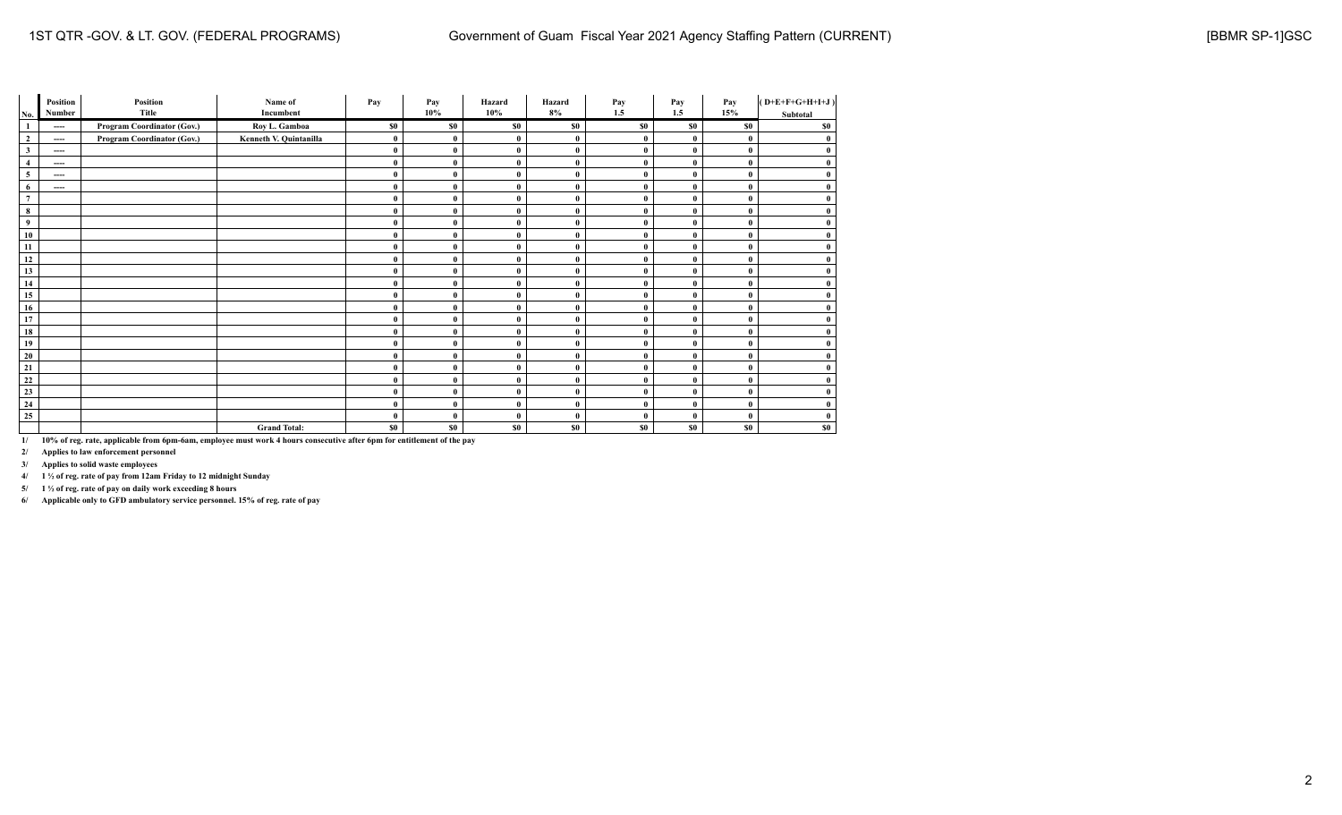| No. | Position Number | Position Title | Name of Incumbent | Pay | Pay 10% | Hazard 10% | Hazard 8% | Pay 1.5 | Pay 1.5 | Pay 15% | ( D+E+F+G+H+I+J ) Subtotal |
|---|---|---|---|---|---|---|---|---|---|---|---|
| 1 | ---- | Program Coordinator (Gov.) | Roy L. Gamboa | $0 | $0 | $0 | $0 | $0 | $0 | $0 | $0 |
| 2 | ---- | Program Coordinator (Gov.) | Kenneth V. Quintanilla | 0 | 0 | 0 | 0 | 0 | 0 | 0 | 0 |
| 3 | ---- | | | 0 | 0 | 0 | 0 | 0 | 0 | 0 | 0 |
| 4 | ---- | | | 0 | 0 | 0 | 0 | 0 | 0 | 0 | 0 |
| 5 | ---- | | | 0 | 0 | 0 | 0 | 0 | 0 | 0 | 0 |
| 6 | ---- | | | 0 | 0 | 0 | 0 | 0 | 0 | 0 | 0 |
| 7 | | | | 0 | 0 | 0 | 0 | 0 | 0 | 0 | 0 |
| 8 | | | | 0 | 0 | 0 | 0 | 0 | 0 | 0 | 0 |
| 9 | | | | 0 | 0 | 0 | 0 | 0 | 0 | 0 | 0 |
| 10 | | | | 0 | 0 | 0 | 0 | 0 | 0 | 0 | 0 |
| 11 | | | | 0 | 0 | 0 | 0 | 0 | 0 | 0 | 0 |
| 12 | | | | 0 | 0 | 0 | 0 | 0 | 0 | 0 | 0 |
| 13 | | | | 0 | 0 | 0 | 0 | 0 | 0 | 0 | 0 |
| 14 | | | | 0 | 0 | 0 | 0 | 0 | 0 | 0 | 0 |
| 15 | | | | 0 | 0 | 0 | 0 | 0 | 0 | 0 | 0 |
| 16 | | | | 0 | 0 | 0 | 0 | 0 | 0 | 0 | 0 |
| 17 | | | | 0 | 0 | 0 | 0 | 0 | 0 | 0 | 0 |
| 18 | | | | 0 | 0 | 0 | 0 | 0 | 0 | 0 | 0 |
| 19 | | | | 0 | 0 | 0 | 0 | 0 | 0 | 0 | 0 |
| 20 | | | | 0 | 0 | 0 | 0 | 0 | 0 | 0 | 0 |
| 21 | | | | 0 | 0 | 0 | 0 | 0 | 0 | 0 | 0 |
| 22 | | | | 0 | 0 | 0 | 0 | 0 | 0 | 0 | 0 |
| 23 | | | | 0 | 0 | 0 | 0 | 0 | 0 | 0 | 0 |
| 24 | | | | 0 | 0 | 0 | 0 | 0 | 0 | 0 | 0 |
| 25 | | | | 0 | 0 | 0 | 0 | 0 | 0 | 0 | 0 |
| | | | Grand Total: | $0 | $0 | $0 | $0 | $0 | $0 | $0 | $0 |

1/ 10% of reg. rate, applicable from 6pm-6am, employee must work 4 hours consecutive after 6pm for entitlement of the pay

2/ Applies to law enforcement personnel

3/ Applies to solid waste employees

4/ 1 ½ of reg. rate of pay from 12am Friday to 12 midnight Sunday

5/ 1 ½ of reg. rate of pay on daily work exceeding 8 hours

6/ Applicable only to GFD ambulatory service personnel. 15% of reg. rate of pay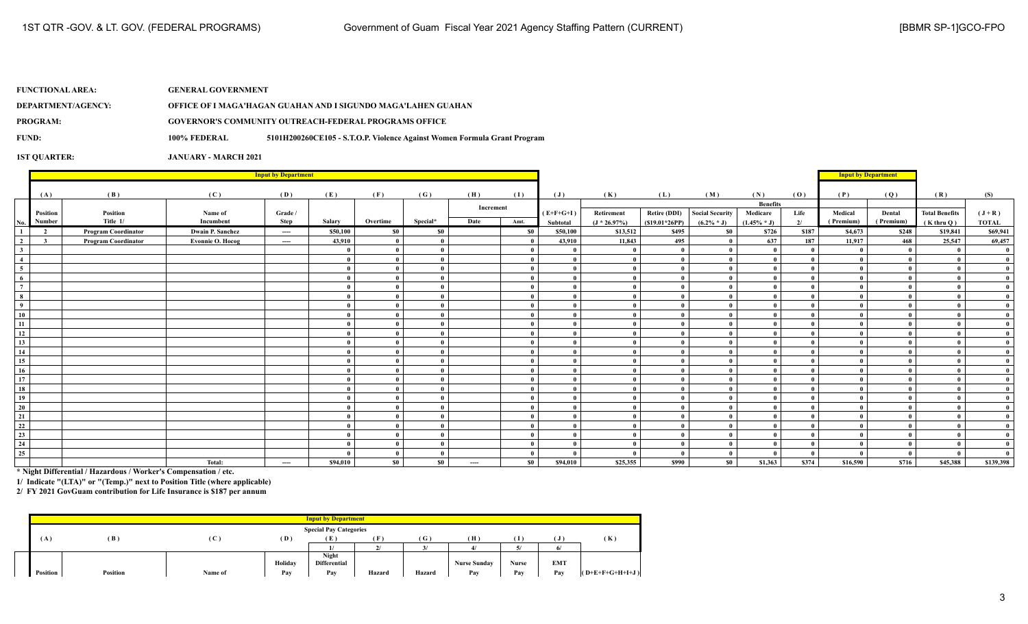1ST QTR -GOV. & LT. GOV. (FEDERAL PROGRAMS) — Government of Guam Fiscal Year 2021 Agency Staffing Pattern (CURRENT) — [BBMR SP-1]GCO-FPO

**FUNCTIONAL AREA:** GENERAL GOVERNMENT

**DEPARTMENT/AGENCY:** OFFICE OF I MAGA'HAGAN GUAHAN AND I SIGUNDO MAGA'LAHEN GUAHAN

**PROGRAM:** GOVERNOR'S COMMUNITY OUTREACH-FEDERAL PROGRAMS OFFICE

**FUND:** 100% FEDERAL 5101H200260CE105 - S.T.O.P. Violence Against Women Formula Grant Program

**1ST QUARTER:** JANUARY - MARCH 2021

| No. | (A) Position Number | (B) Position Title 1/ | (C) Name of Incumbent | (D) Grade / Step | (E) Salary | (F) Overtime | (G) Special* | (H) Increment Date | (I) Increment Amt. | (J) (E+F+G+I) Subtotal | (K) Retirement (J * 26.97%) | (L) Retire (DDI) ($19.01*26PP) | (M) Social Security (6.2% * J) | (N) Benefits Medicare (1.45% * J) | (O) Life 2/ | (P) Medical (Premium) | (Q) Dental (Premium) | (R) Total Benefits (K thru Q) | (S) (J + R) TOTAL |
|---|---|---|---|---|---|---|---|---|---|---|---|---|---|---|---|---|---|---|---|
| 1 | 2 | Program Coordinator | Dwain P. Sanchez | ---- | $50,100 | $0 | $0 | | $0 | $50,100 | $13,512 | $495 | $0 | $726 | $187 | $4,673 | $248 | $19,841 | $69,941 |
| 2 | 3 | Program Coordinator | Evonnie O. Hocog | ---- | 43,910 | 0 | 0 | | 0 | 43,910 | 11,843 | 495 | 0 | 637 | 187 | 11,917 | 468 | 25,547 | 69,457 |
| 3 | | | | | 0 | 0 | 0 | | 0 | 0 | 0 | 0 | 0 | 0 | 0 | 0 | 0 | 0 | 0 |
| 4 | | | | | 0 | 0 | 0 | | 0 | 0 | 0 | 0 | 0 | 0 | 0 | 0 | 0 | 0 | 0 |
| 5 | | | | | 0 | 0 | 0 | | 0 | 0 | 0 | 0 | 0 | 0 | 0 | 0 | 0 | 0 | 0 |
| 6 | | | | | 0 | 0 | 0 | | 0 | 0 | 0 | 0 | 0 | 0 | 0 | 0 | 0 | 0 | 0 |
| 7 | | | | | 0 | 0 | 0 | | 0 | 0 | 0 | 0 | 0 | 0 | 0 | 0 | 0 | 0 | 0 |
| 8 | | | | | 0 | 0 | 0 | | 0 | 0 | 0 | 0 | 0 | 0 | 0 | 0 | 0 | 0 | 0 |
| 9 | | | | | 0 | 0 | 0 | | 0 | 0 | 0 | 0 | 0 | 0 | 0 | 0 | 0 | 0 | 0 |
| 10 | | | | | 0 | 0 | 0 | | 0 | 0 | 0 | 0 | 0 | 0 | 0 | 0 | 0 | 0 | 0 |
| 11 | | | | | 0 | 0 | 0 | | 0 | 0 | 0 | 0 | 0 | 0 | 0 | 0 | 0 | 0 | 0 |
| 12 | | | | | 0 | 0 | 0 | | 0 | 0 | 0 | 0 | 0 | 0 | 0 | 0 | 0 | 0 | 0 |
| 13 | | | | | 0 | 0 | 0 | | 0 | 0 | 0 | 0 | 0 | 0 | 0 | 0 | 0 | 0 | 0 |
| 14 | | | | | 0 | 0 | 0 | | 0 | 0 | 0 | 0 | 0 | 0 | 0 | 0 | 0 | 0 | 0 |
| 15 | | | | | 0 | 0 | 0 | | 0 | 0 | 0 | 0 | 0 | 0 | 0 | 0 | 0 | 0 | 0 |
| 16 | | | | | 0 | 0 | 0 | | 0 | 0 | 0 | 0 | 0 | 0 | 0 | 0 | 0 | 0 | 0 |
| 17 | | | | | 0 | 0 | 0 | | 0 | 0 | 0 | 0 | 0 | 0 | 0 | 0 | 0 | 0 | 0 |
| 18 | | | | | 0 | 0 | 0 | | 0 | 0 | 0 | 0 | 0 | 0 | 0 | 0 | 0 | 0 | 0 |
| 19 | | | | | 0 | 0 | 0 | | 0 | 0 | 0 | 0 | 0 | 0 | 0 | 0 | 0 | 0 | 0 |
| 20 | | | | | 0 | 0 | 0 | | 0 | 0 | 0 | 0 | 0 | 0 | 0 | 0 | 0 | 0 | 0 |
| 21 | | | | | 0 | 0 | 0 | | 0 | 0 | 0 | 0 | 0 | 0 | 0 | 0 | 0 | 0 | 0 |
| 22 | | | | | 0 | 0 | 0 | | 0 | 0 | 0 | 0 | 0 | 0 | 0 | 0 | 0 | 0 | 0 |
| 23 | | | | | 0 | 0 | 0 | | 0 | 0 | 0 | 0 | 0 | 0 | 0 | 0 | 0 | 0 | 0 |
| 24 | | | | | 0 | 0 | 0 | | 0 | 0 | 0 | 0 | 0 | 0 | 0 | 0 | 0 | 0 | 0 |
| 25 | | | | | 0 | 0 | 0 | | 0 | 0 | 0 | 0 | 0 | 0 | 0 | 0 | 0 | 0 | 0 |
| | | | Total: | ---- | $94,010 | $0 | $0 | ---- | $0 | $94,010 | $25,355 | $990 | $0 | $1,363 | $374 | $16,590 | $716 | $45,388 | $139,398 |

* Night Differential / Hazardous / Worker's Compensation / etc.

1/ Indicate "(LTA)" or "(Temp.)" next to Position Title (where applicable)

2/ FY 2021 GovGuam contribution for Life Insurance is $187 per annum

| (A) Position | (B) Position | (C) Name of | (D) Holiday Pay | (E) 1/ Night Differential Pay | (F) 2/ Hazard | (G) 3/ Hazard | (H) 4/ Nurse Sunday Pay | (I) 5/ Nurse Pay | (J) 6/ EMT Pay | (K) (D+E+F+G+H+I+J) |
|---|---|---|---|---|---|---|---|---|---|---|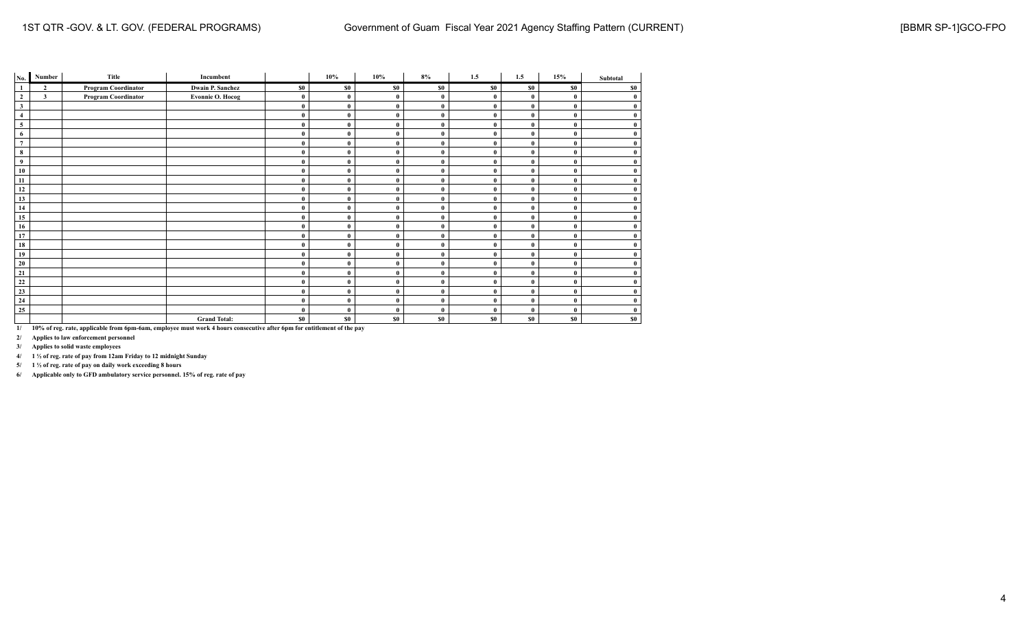| No. | Number | Title | Incumbent | | 10% | 10% | 8% | 1.5 | 1.5 | 15% | Subtotal |
|---|---|---|---|---|---|---|---|---|---|---|---|
| 1 | 2 | Program Coordinator | Dwain P. Sanchez | $0 | $0 | $0 | $0 | $0 | $0 | $0 | $0 |
| 2 | 3 | Program Coordinator | Evonnie O. Hocog | 0 | 0 | 0 | 0 | 0 | 0 | 0 | 0 |
| 3 | | | | 0 | 0 | 0 | 0 | 0 | 0 | 0 | 0 |
| 4 | | | | 0 | 0 | 0 | 0 | 0 | 0 | 0 | 0 |
| 5 | | | | 0 | 0 | 0 | 0 | 0 | 0 | 0 | 0 |
| 6 | | | | 0 | 0 | 0 | 0 | 0 | 0 | 0 | 0 |
| 7 | | | | 0 | 0 | 0 | 0 | 0 | 0 | 0 | 0 |
| 8 | | | | 0 | 0 | 0 | 0 | 0 | 0 | 0 | 0 |
| 9 | | | | 0 | 0 | 0 | 0 | 0 | 0 | 0 | 0 |
| 10 | | | | 0 | 0 | 0 | 0 | 0 | 0 | 0 | 0 |
| 11 | | | | 0 | 0 | 0 | 0 | 0 | 0 | 0 | 0 |
| 12 | | | | 0 | 0 | 0 | 0 | 0 | 0 | 0 | 0 |
| 13 | | | | 0 | 0 | 0 | 0 | 0 | 0 | 0 | 0 |
| 14 | | | | 0 | 0 | 0 | 0 | 0 | 0 | 0 | 0 |
| 15 | | | | 0 | 0 | 0 | 0 | 0 | 0 | 0 | 0 |
| 16 | | | | 0 | 0 | 0 | 0 | 0 | 0 | 0 | 0 |
| 17 | | | | 0 | 0 | 0 | 0 | 0 | 0 | 0 | 0 |
| 18 | | | | 0 | 0 | 0 | 0 | 0 | 0 | 0 | 0 |
| 19 | | | | 0 | 0 | 0 | 0 | 0 | 0 | 0 | 0 |
| 20 | | | | 0 | 0 | 0 | 0 | 0 | 0 | 0 | 0 |
| 21 | | | | 0 | 0 | 0 | 0 | 0 | 0 | 0 | 0 |
| 22 | | | | 0 | 0 | 0 | 0 | 0 | 0 | 0 | 0 |
| 23 | | | | 0 | 0 | 0 | 0 | 0 | 0 | 0 | 0 |
| 24 | | | | 0 | 0 | 0 | 0 | 0 | 0 | 0 | 0 |
| 25 | | | | 0 | 0 | 0 | 0 | 0 | 0 | 0 | 0 |
| | | | Grand Total: | $0 | $0 | $0 | $0 | $0 | $0 | $0 | $0 |

1/ 10% of reg. rate, applicable from 6pm-6am, employee must work 4 hours consecutive after 6pm for entitlement of the pay

2/ Applies to law enforcement personnel

3/ Applies to solid waste employees

4/ 1 ½ of reg. rate of pay from 12am Friday to 12 midnight Sunday

5/ 1 ½ of reg. rate of pay on daily work exceeding 8 hours

6/ Applicable only to GFD ambulatory service personnel. 15% of reg. rate of pay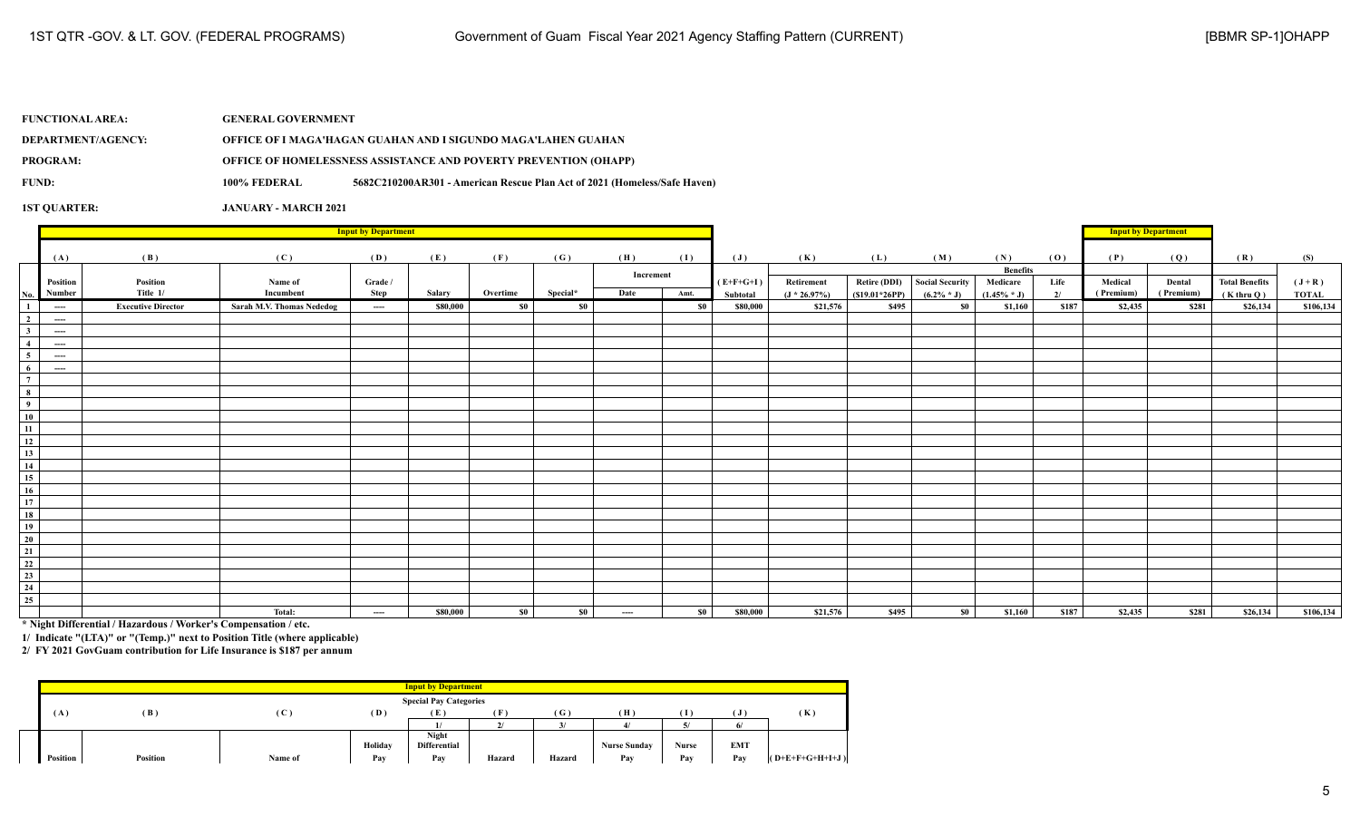**FUNCTIONAL AREA:** GENERAL GOVERNMENT

**DEPARTMENT/AGENCY:** OFFICE OF I MAGA'HAGAN GUAHAN AND I SIGUNDO MAGA'LAHEN GUAHAN

**PROGRAM:** OFFICE OF HOMELESSNESS ASSISTANCE AND POVERTY PREVENTION (OHAPP)

**FUND:** 100% FEDERAL 5682C210200AR301 - American Rescue Plan Act of 2021 (Homeless/Safe Haven)

**1ST QUARTER:** JANUARY - MARCH 2021

| | Input by Department | | | | | | | | | | | | | | | Input by Department | | | |
|---|---|---|---|---|---|---|---|---|---|---|---|---|---|---|---|---|---|---|---|
| | (A) | (B) | (C) | (D) | (E) | (F) | (G) | (H) | (I) | (J) | (K) | (L) | (M) | (N) | (O) | (P) | (Q) | (R) | (S) |
| | | | | | | | | Increment | | | Benefits | | | | | | | | |
| No. | Position Number | Position Title 1/ | Name of Incumbent | Grade / Step | Salary | Overtime | Special* | Date | Amt. | (E+F+G+I) Subtotal | Retirement (J * 26.97%) | Retire (DDI) ($19.01*26PP) | Social Security (6.2% * J) | Medicare (1.45% * J) | Life 2/ | Medical (Premium) | Dental (Premium) | Total Benefits (K thru Q) | (J + R) TOTAL |
| 1 | ---- | Executive Director | Sarah M.V. Thomas Nededog | ---- | $80,000 | $0 | $0 | | $0 | $80,000 | $21,576 | $495 | $0 | $1,160 | $187 | $2,435 | $281 | $26,134 | $106,134 |
| 2 | ---- | | | | | | | | | | | | | | | | | | |
| 3 | ---- | | | | | | | | | | | | | | | | | | |
| 4 | ---- | | | | | | | | | | | | | | | | | | |
| 5 | ---- | | | | | | | | | | | | | | | | | | |
| 6 | ---- | | | | | | | | | | | | | | | | | | |
| 7 | | | | | | | | | | | | | | | | | | | |
| 8 | | | | | | | | | | | | | | | | | | | |
| 9 | | | | | | | | | | | | | | | | | | | |
| 10 | | | | | | | | | | | | | | | | | | | |
| 11 | | | | | | | | | | | | | | | | | | | |
| 12 | | | | | | | | | | | | | | | | | | | |
| 13 | | | | | | | | | | | | | | | | | | | |
| 14 | | | | | | | | | | | | | | | | | | | |
| 15 | | | | | | | | | | | | | | | | | | | |
| 16 | | | | | | | | | | | | | | | | | | | |
| 17 | | | | | | | | | | | | | | | | | | | |
| 18 | | | | | | | | | | | | | | | | | | | |
| 19 | | | | | | | | | | | | | | | | | | | |
| 20 | | | | | | | | | | | | | | | | | | | |
| 21 | | | | | | | | | | | | | | | | | | | |
| 22 | | | | | | | | | | | | | | | | | | | |
| 23 | | | | | | | | | | | | | | | | | | | |
| 24 | | | | | | | | | | | | | | | | | | | |
| 25 | | | | | | | | | | | | | | | | | | | |
| | | | Total: | ---- | $80,000 | $0 | $0 | ---- | $0 | $80,000 | $21,576 | $495 | $0 | $1,160 | $187 | $2,435 | $281 | $26,134 | $106,134 |

\* Night Differential / Hazardous / Worker's Compensation / etc.

1/ Indicate "(LTA)" or "(Temp.)" next to Position Title (where applicable)

2/ FY 2021 GovGuam contribution for Life Insurance is $187 per annum

| Input by Department | | | | | | | | | | |
|---|---|---|---|---|---|---|---|---|---|---|
| | | | | Special Pay Categories | | | | | | |
| (A) | (B) | (C) | (D) | (E) | (F) | (G) | (H) | (I) | (J) | (K) |
| | | | | 1/ | 2/ | 3/ | 4/ | 5/ | 6/ | |
| Position | Position | Name of | Holiday Pay | Night Differential Pay | Hazard | Hazard | Nurse Sunday Pay | Nurse Pay | EMT Pay | (D+E+F+G+H+I+J) |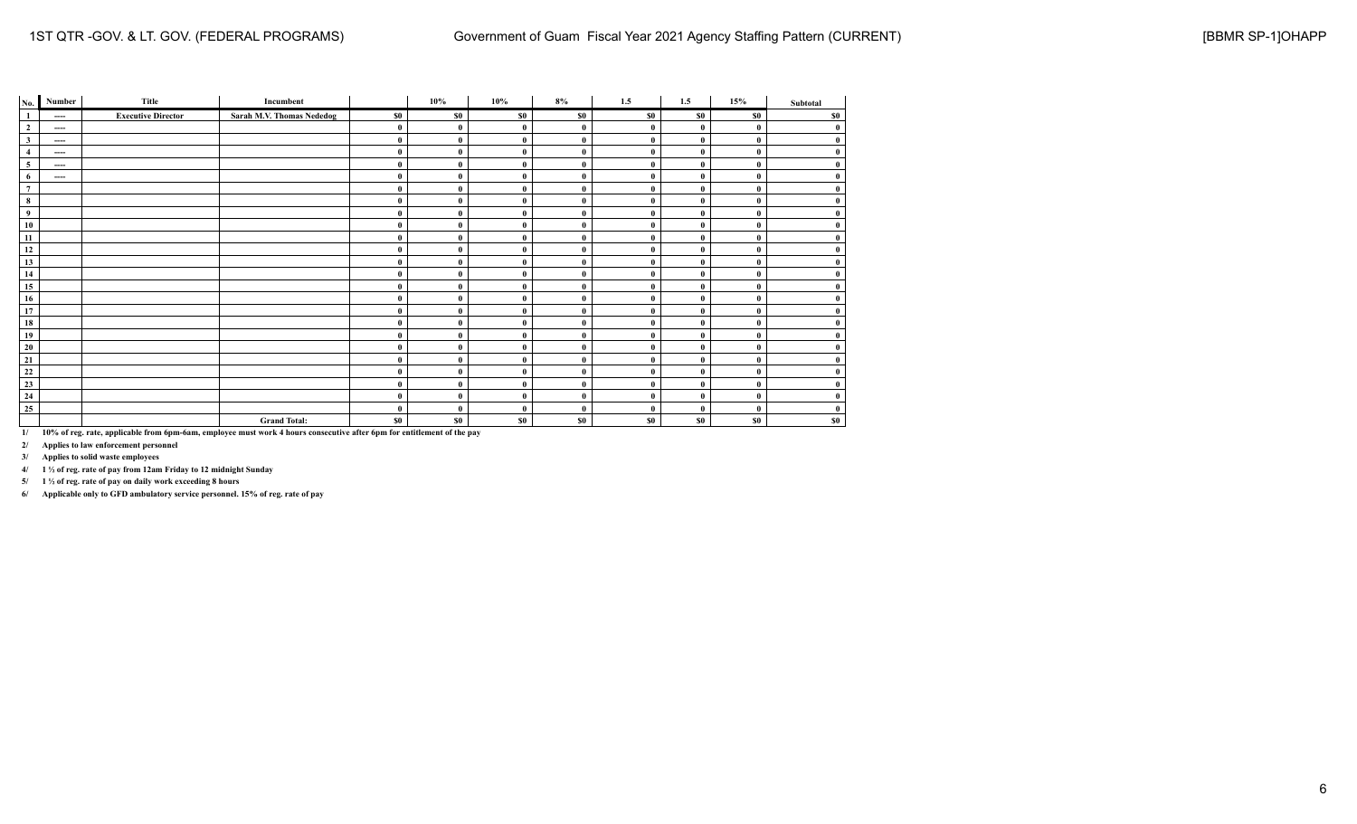| No. | Number | Title | Incumbent | | 10% | 10% | 8% | 1.5 | 1.5 | 15% | Subtotal |
|---|---|---|---|---|---|---|---|---|---|---|---|
| 1 | ---- | Executive Director | Sarah M.V. Thomas Nededog | $0 | $0 | $0 | $0 | $0 | $0 | $0 | $0 |
| 2 | ---- | | | 0 | 0 | 0 | 0 | 0 | 0 | 0 | 0 |
| 3 | ---- | | | 0 | 0 | 0 | 0 | 0 | 0 | 0 | 0 |
| 4 | ---- | | | 0 | 0 | 0 | 0 | 0 | 0 | 0 | 0 |
| 5 | ---- | | | 0 | 0 | 0 | 0 | 0 | 0 | 0 | 0 |
| 6 | ---- | | | 0 | 0 | 0 | 0 | 0 | 0 | 0 | 0 |
| 7 | | | | 0 | 0 | 0 | 0 | 0 | 0 | 0 | 0 |
| 8 | | | | 0 | 0 | 0 | 0 | 0 | 0 | 0 | 0 |
| 9 | | | | 0 | 0 | 0 | 0 | 0 | 0 | 0 | 0 |
| 10 | | | | 0 | 0 | 0 | 0 | 0 | 0 | 0 | 0 |
| 11 | | | | 0 | 0 | 0 | 0 | 0 | 0 | 0 | 0 |
| 12 | | | | 0 | 0 | 0 | 0 | 0 | 0 | 0 | 0 |
| 13 | | | | 0 | 0 | 0 | 0 | 0 | 0 | 0 | 0 |
| 14 | | | | 0 | 0 | 0 | 0 | 0 | 0 | 0 | 0 |
| 15 | | | | 0 | 0 | 0 | 0 | 0 | 0 | 0 | 0 |
| 16 | | | | 0 | 0 | 0 | 0 | 0 | 0 | 0 | 0 |
| 17 | | | | 0 | 0 | 0 | 0 | 0 | 0 | 0 | 0 |
| 18 | | | | 0 | 0 | 0 | 0 | 0 | 0 | 0 | 0 |
| 19 | | | | 0 | 0 | 0 | 0 | 0 | 0 | 0 | 0 |
| 20 | | | | 0 | 0 | 0 | 0 | 0 | 0 | 0 | 0 |
| 21 | | | | 0 | 0 | 0 | 0 | 0 | 0 | 0 | 0 |
| 22 | | | | 0 | 0 | 0 | 0 | 0 | 0 | 0 | 0 |
| 23 | | | | 0 | 0 | 0 | 0 | 0 | 0 | 0 | 0 |
| 24 | | | | 0 | 0 | 0 | 0 | 0 | 0 | 0 | 0 |
| 25 | | | | 0 | 0 | 0 | 0 | 0 | 0 | 0 | 0 |
| | | | Grand Total: | $0 | $0 | $0 | $0 | $0 | $0 | $0 | $0 |

1/ 10% of reg. rate, applicable from 6pm-6am, employee must work 4 hours consecutive after 6pm for entitlement of the pay

2/ Applies to law enforcement personnel

3/ Applies to solid waste employees

4/ 1 ½ of reg. rate of pay from 12am Friday to 12 midnight Sunday

5/ 1 ½ of reg. rate of pay on daily work exceeding 8 hours

6/ Applicable only to GFD ambulatory service personnel. 15% of reg. rate of pay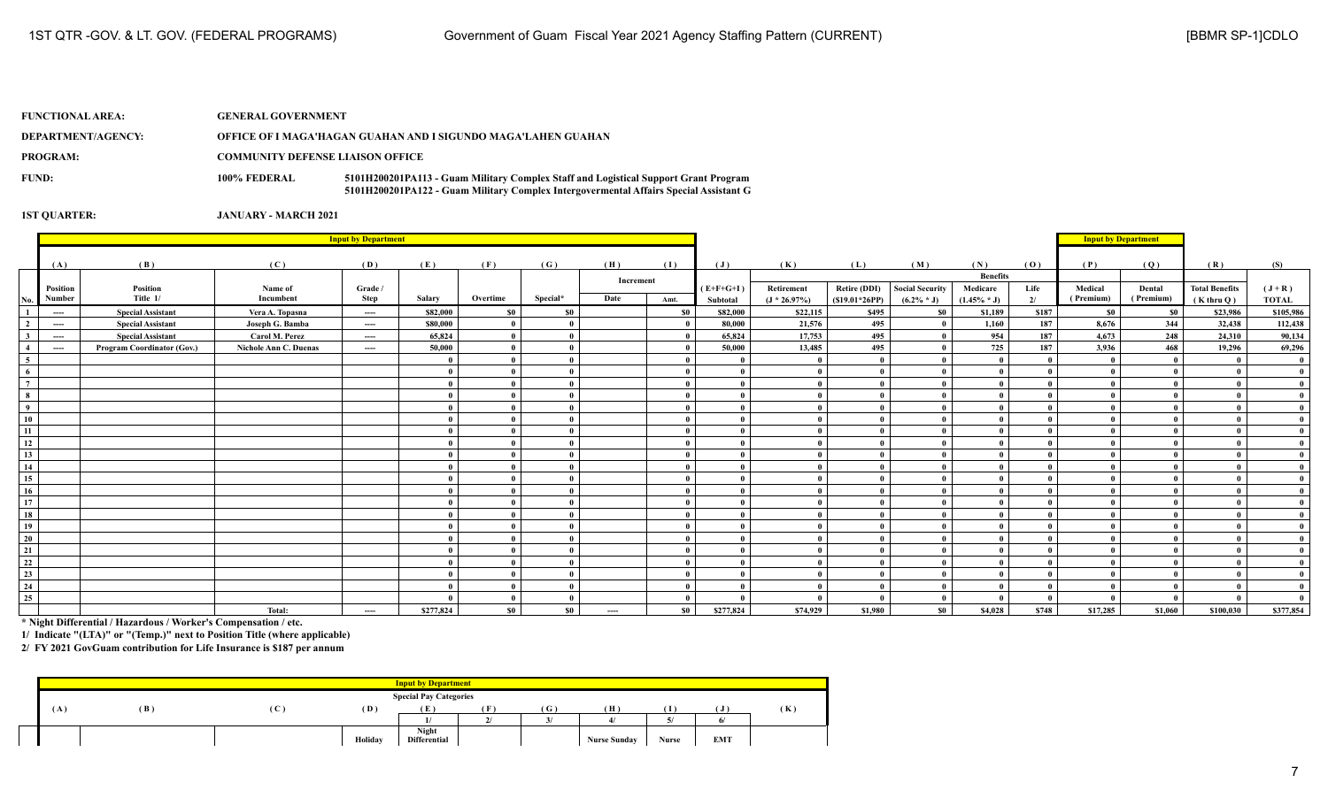1ST QTR -GOV. & LT. GOV. (FEDERAL PROGRAMS) | Government of Guam Fiscal Year 2021 Agency Staffing Pattern (CURRENT) | [BBMR SP-1]CDLO

**FUNCTIONAL AREA:** GENERAL GOVERNMENT

**DEPARTMENT/AGENCY:** OFFICE OF I MAGA'HAGAN GUAHAN AND I SIGUNDO MAGA'LAHEN GUAHAN

**PROGRAM:** COMMUNITY DEFENSE LIAISON OFFICE

**FUND:** 100% FEDERAL — 5101H200201PA113 - Guam Military Complex Staff and Logistical Support Grant Program; 5101H200201PA122 - Guam Military Complex Intergovermental Affairs Special Assistant G

**1ST QUARTER:** JANUARY - MARCH 2021

| | (A) | (B) | (C) | (D) | (E) | (F) | (G) | (H) | (I) | (J) | (K) | (L) | (M) | (N) | (O) | (P) | (Q) | (R) | (S) |
|---|---|---|---|---|---|---|---|---|---|---|---|---|---|---|---|---|---|---|---|
| | | | | | | | | Increment | | | | | | Benefits | | | | | |
| No. | Position Number | Position Title 1/ | Name of Incumbent | Grade / Step | Salary | Overtime | Special* | Date | Amt. | (E+F+G+I) Subtotal | Retirement (J * 26.97%) | Retire (DDI) ($19.01*26PP) | Social Security (6.2% * J) | Medicare (1.45% * J) | Life 2/ | Medical (Premium) | Dental (Premium) | Total Benefits (K thru Q) | (J + R) TOTAL |
| 1 | ---- | Special Assistant | Vera A. Topasna | ---- | $82,000 | $0 | $0 | | $0 | $82,000 | $22,115 | $495 | $0 | $1,189 | $187 | $0 | $0 | $23,986 | $105,986 |
| 2 | ---- | Special Assistant | Joseph G. Bamba | ---- | $80,000 | 0 | 0 | | 0 | 80,000 | 21,576 | 495 | 0 | 1,160 | 187 | 8,676 | 344 | 32,438 | 112,438 |
| 3 | ---- | Special Assistant | Carol M. Perez | ---- | 65,824 | 0 | 0 | | 0 | 65,824 | 17,753 | 495 | 0 | 954 | 187 | 4,673 | 248 | 24,310 | 90,134 |
| 4 | ---- | Program Coordinator (Gov.) | Nichole Ann C. Duenas | ---- | 50,000 | 0 | 0 | | 0 | 50,000 | 13,485 | 495 | 0 | 725 | 187 | 3,936 | 468 | 19,296 | 69,296 |
| 5 | | | | | 0 | 0 | 0 | | 0 | 0 | 0 | 0 | 0 | 0 | 0 | 0 | 0 | 0 | 0 |
| 6 | | | | | 0 | 0 | 0 | | 0 | 0 | 0 | 0 | 0 | 0 | 0 | 0 | 0 | 0 | 0 |
| 7 | | | | | 0 | 0 | 0 | | 0 | 0 | 0 | 0 | 0 | 0 | 0 | 0 | 0 | 0 | 0 |
| 8 | | | | | 0 | 0 | 0 | | 0 | 0 | 0 | 0 | 0 | 0 | 0 | 0 | 0 | 0 | 0 |
| 9 | | | | | 0 | 0 | 0 | | 0 | 0 | 0 | 0 | 0 | 0 | 0 | 0 | 0 | 0 | 0 |
| 10 | | | | | 0 | 0 | 0 | | 0 | 0 | 0 | 0 | 0 | 0 | 0 | 0 | 0 | 0 | 0 |
| 11 | | | | | 0 | 0 | 0 | | 0 | 0 | 0 | 0 | 0 | 0 | 0 | 0 | 0 | 0 | 0 |
| 12 | | | | | 0 | 0 | 0 | | 0 | 0 | 0 | 0 | 0 | 0 | 0 | 0 | 0 | 0 | 0 |
| 13 | | | | | 0 | 0 | 0 | | 0 | 0 | 0 | 0 | 0 | 0 | 0 | 0 | 0 | 0 | 0 |
| 14 | | | | | 0 | 0 | 0 | | 0 | 0 | 0 | 0 | 0 | 0 | 0 | 0 | 0 | 0 | 0 |
| 15 | | | | | 0 | 0 | 0 | | 0 | 0 | 0 | 0 | 0 | 0 | 0 | 0 | 0 | 0 | 0 |
| 16 | | | | | 0 | 0 | 0 | | 0 | 0 | 0 | 0 | 0 | 0 | 0 | 0 | 0 | 0 | 0 |
| 17 | | | | | 0 | 0 | 0 | | 0 | 0 | 0 | 0 | 0 | 0 | 0 | 0 | 0 | 0 | 0 |
| 18 | | | | | 0 | 0 | 0 | | 0 | 0 | 0 | 0 | 0 | 0 | 0 | 0 | 0 | 0 | 0 |
| 19 | | | | | 0 | 0 | 0 | | 0 | 0 | 0 | 0 | 0 | 0 | 0 | 0 | 0 | 0 | 0 |
| 20 | | | | | 0 | 0 | 0 | | 0 | 0 | 0 | 0 | 0 | 0 | 0 | 0 | 0 | 0 | 0 |
| 21 | | | | | 0 | 0 | 0 | | 0 | 0 | 0 | 0 | 0 | 0 | 0 | 0 | 0 | 0 | 0 |
| 22 | | | | | 0 | 0 | 0 | | 0 | 0 | 0 | 0 | 0 | 0 | 0 | 0 | 0 | 0 | 0 |
| 23 | | | | | 0 | 0 | 0 | | 0 | 0 | 0 | 0 | 0 | 0 | 0 | 0 | 0 | 0 | 0 |
| 24 | | | | | 0 | 0 | 0 | | 0 | 0 | 0 | 0 | 0 | 0 | 0 | 0 | 0 | 0 | 0 |
| 25 | | | | | 0 | 0 | 0 | | 0 | 0 | 0 | 0 | 0 | 0 | 0 | 0 | 0 | 0 | 0 |
| | | | Total: | ---- | $277,824 | $0 | $0 | ---- | $0 | $277,824 | $74,929 | $1,980 | $0 | $4,028 | $748 | $17,285 | $1,060 | $100,030 | $377,854 |

\* Night Differential / Hazardous / Worker's Compensation / etc.

1/ Indicate "(LTA)" or "(Temp.)" next to Position Title (where applicable)

2/ FY 2021 GovGuam contribution for Life Insurance is $187 per annum

**Special Pay Categories**

| (A) | (B) | (C) | (D) | (E) | (F) | (G) | (H) | (I) | (J) | (K) |
|---|---|---|---|---|---|---|---|---|---|---|
| | | | | 1/ | 2/ | 3/ | 4/ | 5/ | 6/ | |
| | | | Holiday | Night Differential | | | Nurse Sunday | Nurse | EMT | |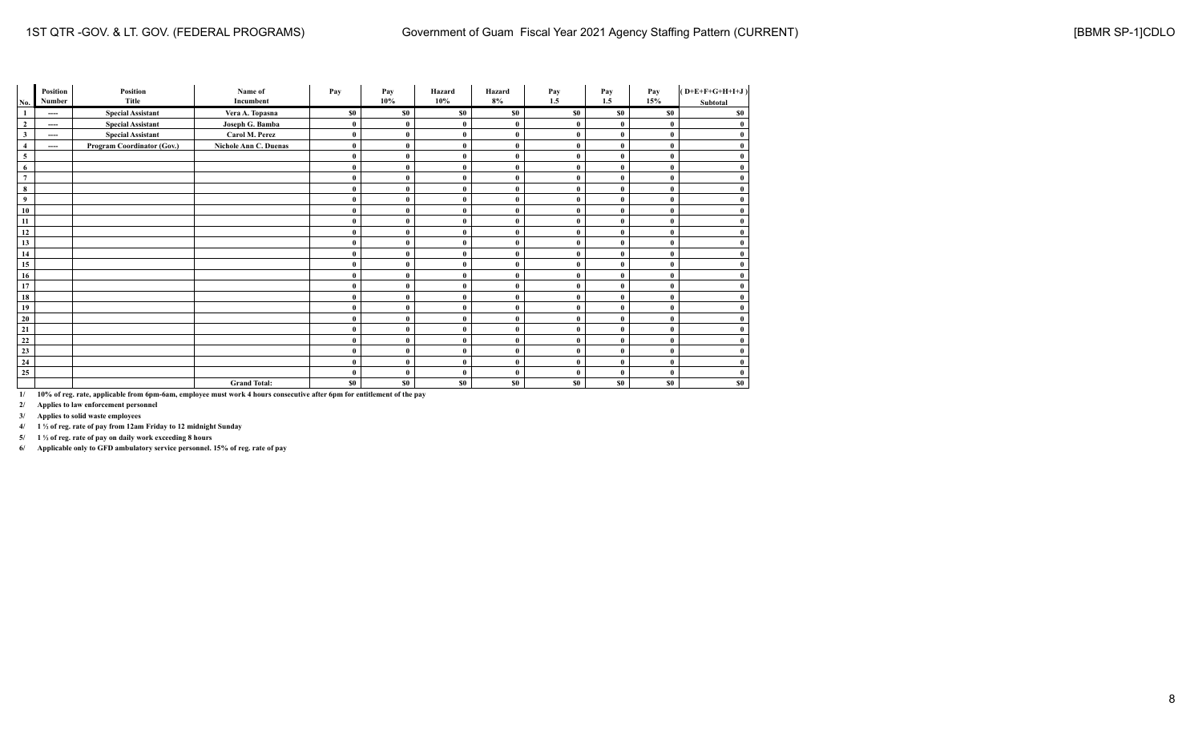1ST QTR -GOV. & LT. GOV. (FEDERAL PROGRAMS) | Government of Guam Fiscal Year 2021 Agency Staffing Pattern (CURRENT) | [BBMR SP-1]CDLO

| No. | Position Number | Position Title | Name of Incumbent | Pay | Pay 10% | Hazard 10% | Hazard 8% | Pay 1.5 | Pay 1.5 | Pay 15% | ( D+E+F+G+H+I+J ) Subtotal |
|---|---|---|---|---|---|---|---|---|---|---|---|
| 1 | ---- | Special Assistant | Vera A. Topasna | $0 | $0 | $0 | $0 | $0 | $0 | $0 | $0 |
| 2 | ---- | Special Assistant | Joseph G. Bamba | 0 | 0 | 0 | 0 | 0 | 0 | 0 | 0 |
| 3 | ---- | Special Assistant | Carol M. Perez | 0 | 0 | 0 | 0 | 0 | 0 | 0 | 0 |
| 4 | ---- | Program Coordinator (Gov.) | Nichole Ann C. Duenas | 0 | 0 | 0 | 0 | 0 | 0 | 0 | 0 |
| 5 | | | | 0 | 0 | 0 | 0 | 0 | 0 | 0 | 0 |
| 6 | | | | 0 | 0 | 0 | 0 | 0 | 0 | 0 | 0 |
| 7 | | | | 0 | 0 | 0 | 0 | 0 | 0 | 0 | 0 |
| 8 | | | | 0 | 0 | 0 | 0 | 0 | 0 | 0 | 0 |
| 9 | | | | 0 | 0 | 0 | 0 | 0 | 0 | 0 | 0 |
| 10 | | | | 0 | 0 | 0 | 0 | 0 | 0 | 0 | 0 |
| 11 | | | | 0 | 0 | 0 | 0 | 0 | 0 | 0 | 0 |
| 12 | | | | 0 | 0 | 0 | 0 | 0 | 0 | 0 | 0 |
| 13 | | | | 0 | 0 | 0 | 0 | 0 | 0 | 0 | 0 |
| 14 | | | | 0 | 0 | 0 | 0 | 0 | 0 | 0 | 0 |
| 15 | | | | 0 | 0 | 0 | 0 | 0 | 0 | 0 | 0 |
| 16 | | | | 0 | 0 | 0 | 0 | 0 | 0 | 0 | 0 |
| 17 | | | | 0 | 0 | 0 | 0 | 0 | 0 | 0 | 0 |
| 18 | | | | 0 | 0 | 0 | 0 | 0 | 0 | 0 | 0 |
| 19 | | | | 0 | 0 | 0 | 0 | 0 | 0 | 0 | 0 |
| 20 | | | | 0 | 0 | 0 | 0 | 0 | 0 | 0 | 0 |
| 21 | | | | 0 | 0 | 0 | 0 | 0 | 0 | 0 | 0 |
| 22 | | | | 0 | 0 | 0 | 0 | 0 | 0 | 0 | 0 |
| 23 | | | | 0 | 0 | 0 | 0 | 0 | 0 | 0 | 0 |
| 24 | | | | 0 | 0 | 0 | 0 | 0 | 0 | 0 | 0 |
| 25 | | | | 0 | 0 | 0 | 0 | 0 | 0 | 0 | 0 |
| | | | Grand Total: | $0 | $0 | $0 | $0 | $0 | $0 | $0 | $0 |

1/ 10% of reg. rate, applicable from 6pm-6am, employee must work 4 hours consecutive after 6pm for entitlement of the pay

2/ Applies to law enforcement personnel

3/ Applies to solid waste employees

4/ 1 ½ of reg. rate of pay from 12am Friday to 12 midnight Sunday

5/ 1 ½ of reg. rate of pay on daily work exceeding 8 hours

6/ Applicable only to GFD ambulatory service personnel. 15% of reg. rate of pay